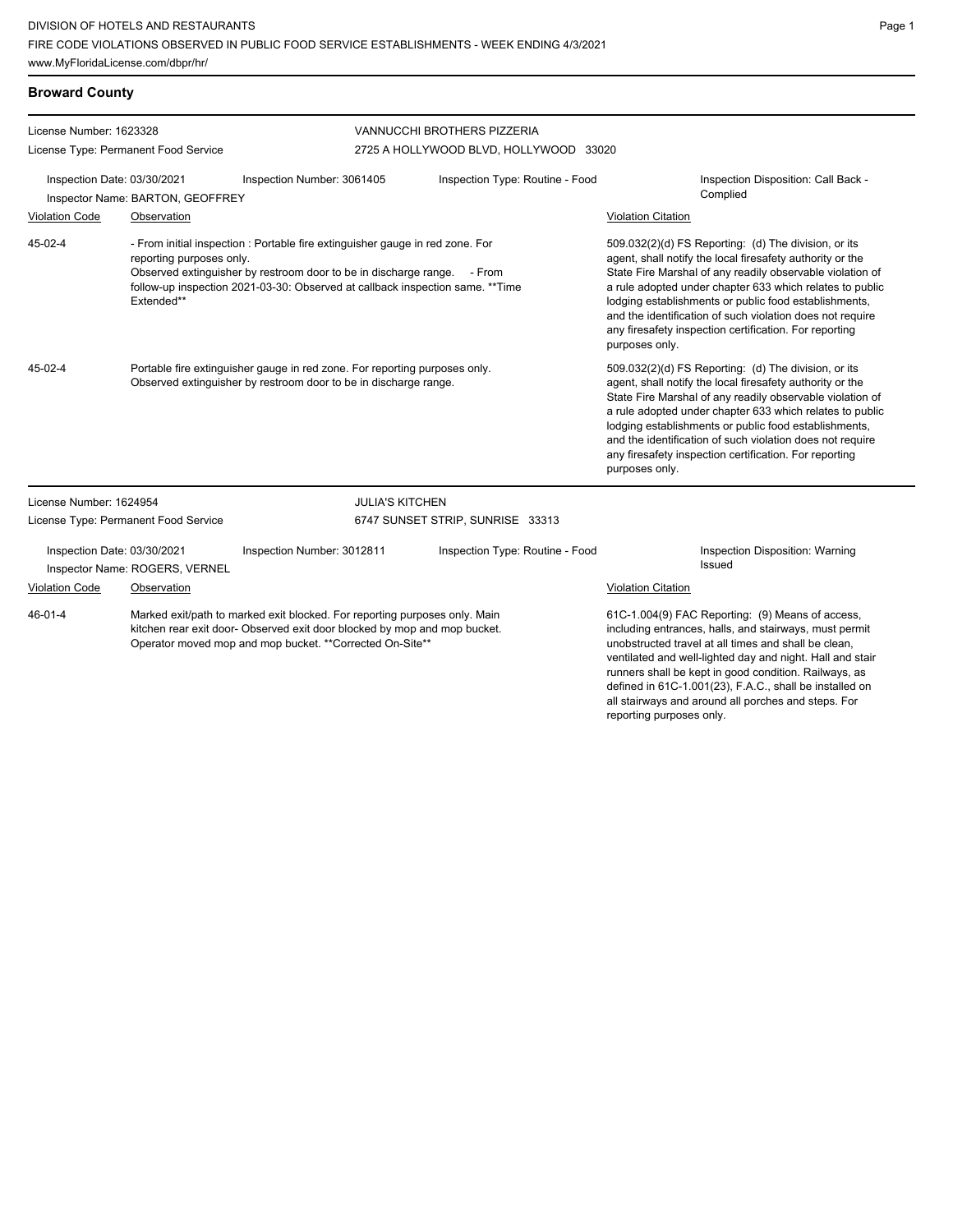DIVISION OF HOTELS AND RESTAURANTS
FIRE CODE VIOLATIONS OBSERVED IN PUBLIC FOOD SERVICE ESTABLISHMENTS - WEEK ENDING 4/3/2021
www.MyFloridaLicense.com/dbpr/hr/

## Broward County

**License Number:** 1623328
**License Type:** Permanent Food Service
**VANNUCCHI BROTHERS PIZZERIA**
2725 A HOLLYWOOD BLVD, HOLLYWOOD 33020

**Inspection Date:** 03/30/2021
**Inspection Number:** 3061405
**Inspection Type:** Routine - Food
**Inspection Disposition:** Call Back - Complied
**Inspector Name:** BARTON, GEOFFREY

| Violation Code | Observation | Violation Citation |
|---|---|---|
| 45-02-4 | - From initial inspection : Portable fire extinguisher gauge in red zone. For reporting purposes only. Observed extinguisher by restroom door to be in discharge range. - From follow-up inspection 2021-03-30: Observed at callback inspection same. **Time Extended** | 509.032(2)(d) FS Reporting: (d) The division, or its agent, shall notify the local firesafety authority or the State Fire Marshal of any readily observable violation of a rule adopted under chapter 633 which relates to public lodging establishments or public food establishments, and the identification of such violation does not require any firesafety inspection certification. For reporting purposes only. |
| 45-02-4 | Portable fire extinguisher gauge in red zone. For reporting purposes only. Observed extinguisher by restroom door to be in discharge range. | 509.032(2)(d) FS Reporting: (d) The division, or its agent, shall notify the local firesafety authority or the State Fire Marshal of any readily observable violation of a rule adopted under chapter 633 which relates to public lodging establishments or public food establishments, and the identification of such violation does not require any firesafety inspection certification. For reporting purposes only. |

**License Number:** 1624954
**License Type:** Permanent Food Service
**JULIA'S KITCHEN**
6747 SUNSET STRIP, SUNRISE 33313

**Inspection Date:** 03/30/2021
**Inspection Number:** 3012811
**Inspection Type:** Routine - Food
**Inspection Disposition:** Warning Issued
**Inspector Name:** ROGERS, VERNEL

| Violation Code | Observation | Violation Citation |
|---|---|---|
| 46-01-4 | Marked exit/path to marked exit blocked. For reporting purposes only. Main kitchen rear exit door- Observed exit door blocked by mop and mop bucket. Operator moved mop and mop bucket. **Corrected On-Site** | 61C-1.004(9) FAC Reporting: (9) Means of access, including entrances, halls, and stairways, must permit unobstructed travel at all times and shall be clean, ventilated and well-lighted day and night. Hall and stair runners shall be kept in good condition. Railways, as defined in 61C-1.001(23), F.A.C., shall be installed on all stairways and around all porches and steps. For reporting purposes only. |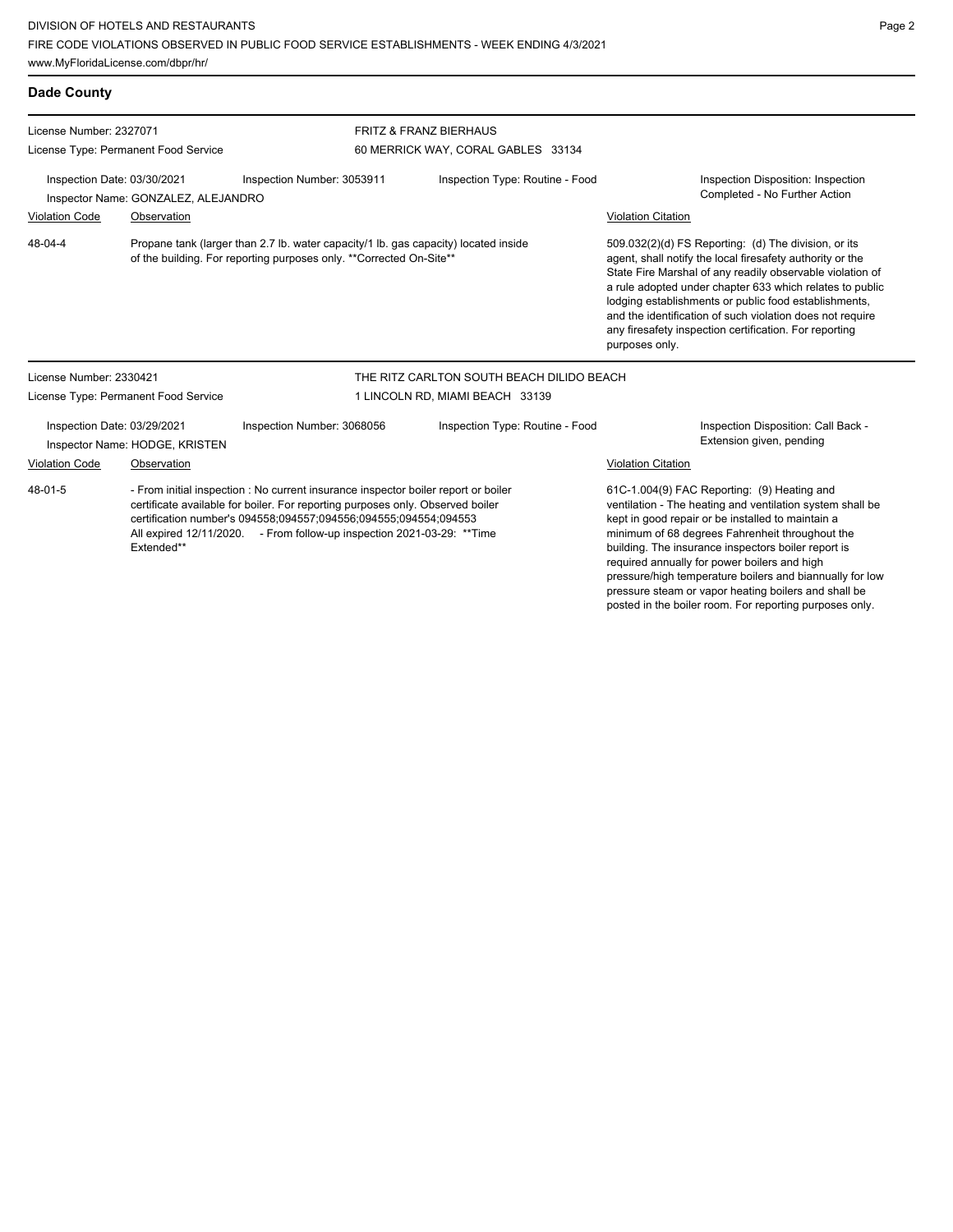## Dade County

License Number: 2327071
License Type: Permanent Food Service

**FRITZ & FRANZ BIERHAUS**
60 MERRICK WAY, CORAL GABLES 33134

Inspection Date: 03/30/2021
Inspection Number: 3053911
Inspection Type: Routine - Food
Inspection Disposition: Inspection Completed - No Further Action
Inspector Name: GONZALEZ, ALEJANDRO

| Violation Code | Observation | Violation Citation |
|---|---|---|
| 48-04-4 | Propane tank (larger than 2.7 lb. water capacity/1 lb. gas capacity) located inside of the building. For reporting purposes only. **Corrected On-Site** | 509.032(2)(d) FS Reporting: (d) The division, or its agent, shall notify the local firesafety authority or the State Fire Marshal of any readily observable violation of a rule adopted under chapter 633 which relates to public lodging establishments or public food establishments, and the identification of such violation does not require any firesafety inspection certification. For reporting purposes only. |

License Number: 2330421
License Type: Permanent Food Service

**THE RITZ CARLTON SOUTH BEACH DILIDO BEACH**
1 LINCOLN RD, MIAMI BEACH 33139

Inspection Date: 03/29/2021
Inspection Number: 3068056
Inspection Type: Routine - Food
Inspection Disposition: Call Back - Extension given, pending
Inspector Name: HODGE, KRISTEN

| Violation Code | Observation | Violation Citation |
|---|---|---|
| 48-01-5 | - From initial inspection : No current insurance inspector boiler report or boiler certificate available for boiler. For reporting purposes only. Observed boiler certification number's 094558;094557;094556;094555;094554;094553 All expired 12/11/2020. - From follow-up inspection 2021-03-29: **Time Extended** | 61C-1.004(9) FAC Reporting: (9) Heating and ventilation - The heating and ventilation system shall be kept in good repair or be installed to maintain a minimum of 68 degrees Fahrenheit throughout the building. The insurance inspectors boiler report is required annually for power boilers and high pressure/high temperature boilers and biannually for low pressure steam or vapor heating boilers and shall be posted in the boiler room. For reporting purposes only. |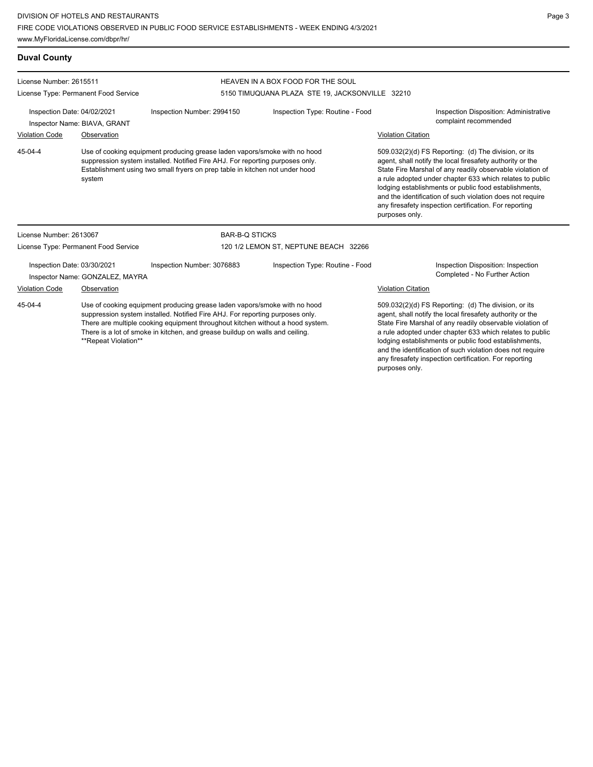## Duval County

**License Number:** 2615511
**License Type:** Permanent Food Service

**HEAVEN IN A BOX FOOD FOR THE SOUL**
5150 TIMUQUANA PLAZA STE 19, JACKSONVILLE 32210

**Inspection Date:** 04/02/2021
**Inspector Name:** BIAVA, GRANT
**Inspection Number:** 2994150
**Inspection Type:** Routine - Food
**Inspection Disposition:** Administrative complaint recommended

| Violation Code | Observation | Violation Citation |
| --- | --- | --- |
| 45-04-4 | Use of cooking equipment producing grease laden vapors/smoke with no hood suppression system installed. Notified Fire AHJ. For reporting purposes only. Establishment using two small fryers on prep table in kitchen not under hood system | 509.032(2)(d) FS Reporting: (d) The division, or its agent, shall notify the local firesafety authority or the State Fire Marshal of any readily observable violation of a rule adopted under chapter 633 which relates to public lodging establishments or public food establishments, and the identification of such violation does not require any firesafety inspection certification. For reporting purposes only. |

**License Number:** 2613067
**License Type:** Permanent Food Service

**BAR-B-Q STICKS**
120 1/2 LEMON ST, NEPTUNE BEACH 32266

**Inspection Date:** 03/30/2021
**Inspector Name:** GONZALEZ, MAYRA
**Inspection Number:** 3076883
**Inspection Type:** Routine - Food
**Inspection Disposition:** Inspection Completed - No Further Action

| Violation Code | Observation | Violation Citation |
| --- | --- | --- |
| 45-04-4 | Use of cooking equipment producing grease laden vapors/smoke with no hood suppression system installed. Notified Fire AHJ. For reporting purposes only. There are multiple cooking equipment throughout kitchen without a hood system. There is a lot of smoke in kitchen, and grease buildup on walls and ceiling. **Repeat Violation** | 509.032(2)(d) FS Reporting: (d) The division, or its agent, shall notify the local firesafety authority or the State Fire Marshal of any readily observable violation of a rule adopted under chapter 633 which relates to public lodging establishments or public food establishments, and the identification of such violation does not require any firesafety inspection certification. For reporting purposes only. |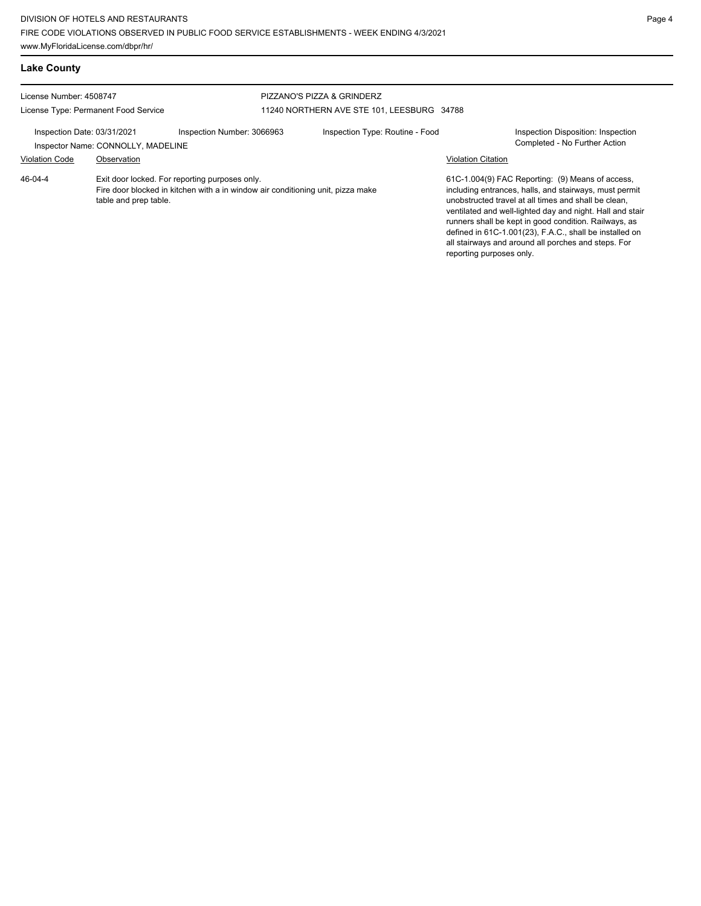## Lake County

License Number: 4508747

License Type: Permanent Food Service

PIZZANO'S PIZZA & GRINDERZ

11240 NORTHERN AVE STE 101, LEESBURG 34788

Inspection Date: 03/31/2021 | Inspection Number: 3066963 | Inspection Type: Routine - Food | Inspection Disposition: Inspection Completed - No Further Action

Inspector Name: CONNOLLY, MADELINE

| Violation Code | Observation | Violation Citation |
|---|---|---|
| 46-04-4 | Exit door locked. For reporting purposes only. Fire door blocked in kitchen with a in window air conditioning unit, pizza make table and prep table. | 61C-1.004(9) FAC Reporting: (9) Means of access, including entrances, halls, and stairways, must permit unobstructed travel at all times and shall be clean, ventilated and well-lighted day and night. Hall and stair runners shall be kept in good condition. Railways, as defined in 61C-1.001(23), F.A.C., shall be installed on all stairways and around all porches and steps. For reporting purposes only. |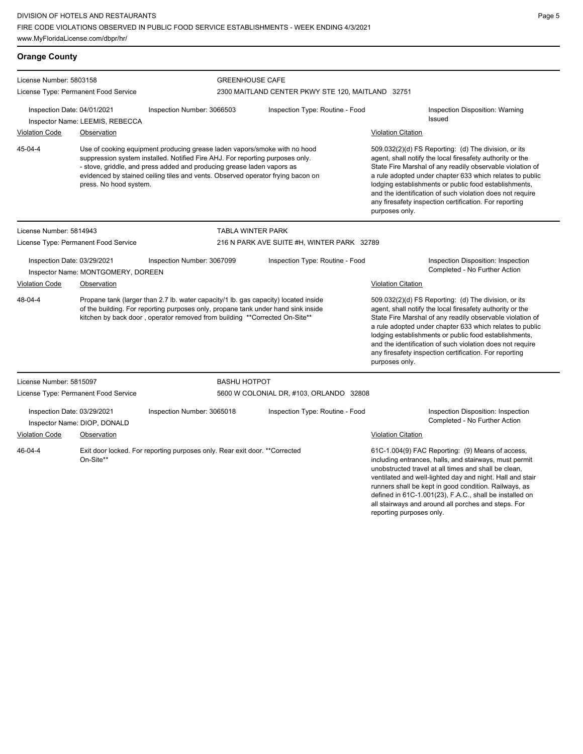## Orange County

**License Number:** 5803158
**License Type:** Permanent Food Service

**GREENHOUSE CAFE**
2300 MAITLAND CENTER PKWY STE 120, MAITLAND 32751

**Inspection Date:** 04/01/2021
**Inspection Number:** 3066503
**Inspection Type:** Routine - Food
**Inspection Disposition:** Warning Issued
**Inspector Name:** LEEMIS, REBECCA

| Violation Code | Observation | Violation Citation |
| --- | --- | --- |
| 45-04-4 | Use of cooking equipment producing grease laden vapors/smoke with no hood suppression system installed. Notified Fire AHJ. For reporting purposes only. - stove, griddle, and press added and producing grease laden vapors as evidenced by stained ceiling tiles and vents. Observed operator frying bacon on press. No hood system. | 509.032(2)(d) FS Reporting: (d) The division, or its agent, shall notify the local firesafety authority or the State Fire Marshal of any readily observable violation of a rule adopted under chapter 633 which relates to public lodging establishments or public food establishments, and the identification of such violation does not require any firesafety inspection certification. For reporting purposes only. |

---

**License Number:** 5814943
**License Type:** Permanent Food Service

**TABLA WINTER PARK**
216 N PARK AVE SUITE #H, WINTER PARK 32789

**Inspection Date:** 03/29/2021
**Inspection Number:** 3067099
**Inspection Type:** Routine - Food
**Inspection Disposition:** Inspection Completed - No Further Action
**Inspector Name:** MONTGOMERY, DOREEN

| Violation Code | Observation | Violation Citation |
| --- | --- | --- |
| 48-04-4 | Propane tank (larger than 2.7 lb. water capacity/1 lb. gas capacity) located inside of the building. For reporting purposes only, propane tank under hand sink inside kitchen by back door , operator removed from building **Corrected On-Site** | 509.032(2)(d) FS Reporting: (d) The division, or its agent, shall notify the local firesafety authority or the State Fire Marshal of any readily observable violation of a rule adopted under chapter 633 which relates to public lodging establishments or public food establishments, and the identification of such violation does not require any firesafety inspection certification. For reporting purposes only. |

---

**License Number:** 5815097
**License Type:** Permanent Food Service

**BASHU HOTPOT**
5600 W COLONIAL DR, #103, ORLANDO 32808

**Inspection Date:** 03/29/2021
**Inspection Number:** 3065018
**Inspection Type:** Routine - Food
**Inspection Disposition:** Inspection Completed - No Further Action
**Inspector Name:** DIOP, DONALD

| Violation Code | Observation | Violation Citation |
| --- | --- | --- |
| 46-04-4 | Exit door locked. For reporting purposes only. Rear exit door. **Corrected On-Site** | 61C-1.004(9) FAC Reporting: (9) Means of access, including entrances, halls, and stairways, must permit unobstructed travel at all times and shall be clean, ventilated and well-lighted day and night. Hall and stair runners shall be kept in good condition. Railways, as defined in 61C-1.001(23), F.A.C., shall be installed on all stairways and around all porches and steps. For reporting purposes only. |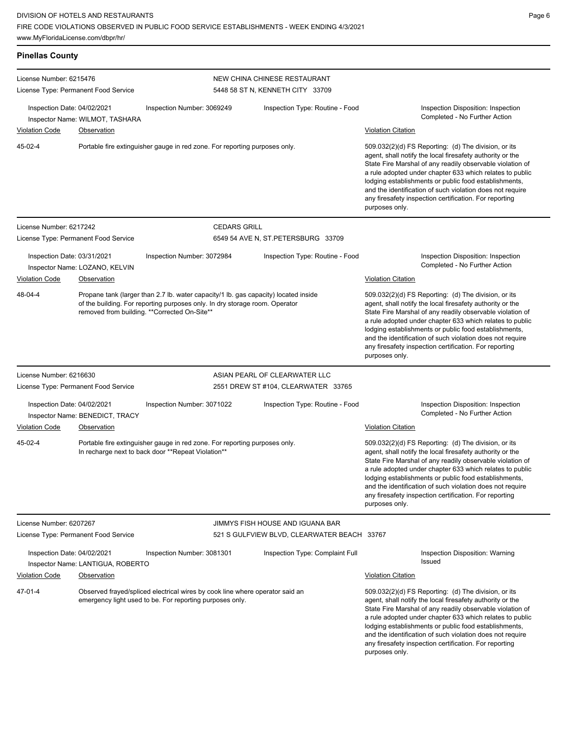## Pinellas County

**License Number:** 6215476
**License Type:** Permanent Food Service
**NEW CHINA CHINESE RESTAURANT**
5448 58 ST N, KENNETH CITY 33709

Inspection Date: 04/02/2021 | Inspection Number: 3069249 | Inspection Type: Routine - Food | Inspection Disposition: Inspection Completed - No Further Action
Inspector Name: WILMOT, TASHARA

| Violation Code | Observation | Violation Citation |
| --- | --- | --- |
| 45-02-4 | Portable fire extinguisher gauge in red zone. For reporting purposes only. | 509.032(2)(d) FS Reporting: (d) The division, or its agent, shall notify the local firesafety authority or the State Fire Marshal of any readily observable violation of a rule adopted under chapter 633 which relates to public lodging establishments or public food establishments, and the identification of such violation does not require any firesafety inspection certification. For reporting purposes only. |

**License Number:** 6217242
**License Type:** Permanent Food Service
**CEDARS GRILL**
6549 54 AVE N, ST.PETERSBURG 33709

Inspection Date: 03/31/2021 | Inspection Number: 3072984 | Inspection Type: Routine - Food | Inspection Disposition: Inspection Completed - No Further Action
Inspector Name: LOZANO, KELVIN

| Violation Code | Observation | Violation Citation |
| --- | --- | --- |
| 48-04-4 | Propane tank (larger than 2.7 lb. water capacity/1 lb. gas capacity) located inside of the building. For reporting purposes only. In dry storage room. Operator removed from building. **Corrected On-Site** | 509.032(2)(d) FS Reporting: (d) The division, or its agent, shall notify the local firesafety authority or the State Fire Marshal of any readily observable violation of a rule adopted under chapter 633 which relates to public lodging establishments or public food establishments, and the identification of such violation does not require any firesafety inspection certification. For reporting purposes only. |

**License Number:** 6216630
**License Type:** Permanent Food Service
**ASIAN PEARL OF CLEARWATER LLC**
2551 DREW ST #104, CLEARWATER 33765

Inspection Date: 04/02/2021 | Inspection Number: 3071022 | Inspection Type: Routine - Food | Inspection Disposition: Inspection Completed - No Further Action
Inspector Name: BENEDICT, TRACY

| Violation Code | Observation | Violation Citation |
| --- | --- | --- |
| 45-02-4 | Portable fire extinguisher gauge in red zone. For reporting purposes only. In recharge next to back door **Repeat Violation** | 509.032(2)(d) FS Reporting: (d) The division, or its agent, shall notify the local firesafety authority or the State Fire Marshal of any readily observable violation of a rule adopted under chapter 633 which relates to public lodging establishments or public food establishments, and the identification of such violation does not require any firesafety inspection certification. For reporting purposes only. |

**License Number:** 6207267
**License Type:** Permanent Food Service
**JIMMYS FISH HOUSE AND IGUANA BAR**
521 S GULFVIEW BLVD, CLEARWATER BEACH 33767

Inspection Date: 04/02/2021 | Inspection Number: 3081301 | Inspection Type: Complaint Full | Inspection Disposition: Warning Issued
Inspector Name: LANTIGUA, ROBERTO

| Violation Code | Observation | Violation Citation |
| --- | --- | --- |
| 47-01-4 | Observed frayed/spliced electrical wires by cook line where operator said an emergency light used to be. For reporting purposes only. | 509.032(2)(d) FS Reporting: (d) The division, or its agent, shall notify the local firesafety authority or the State Fire Marshal of any readily observable violation of a rule adopted under chapter 633 which relates to public lodging establishments or public food establishments, and the identification of such violation does not require any firesafety inspection certification. For reporting purposes only. |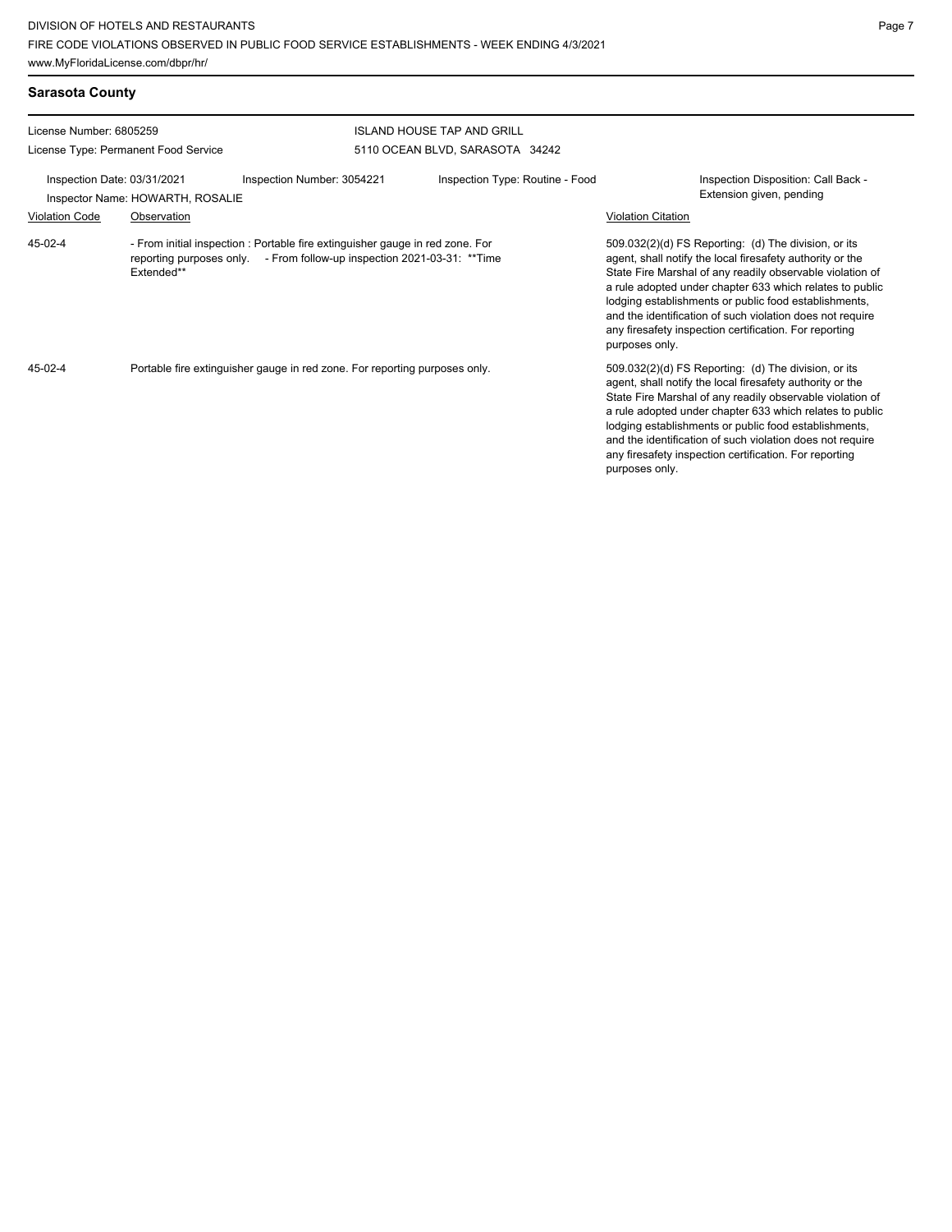## Sarasota County

License Number: 6805259

License Type: Permanent Food Service

ISLAND HOUSE TAP AND GRILL
5110 OCEAN BLVD, SARASOTA 34242

Inspection Date: 03/31/2021 | Inspection Number: 3054221 | Inspection Type: Routine - Food | Inspection Disposition: Call Back - Extension given, pending

Inspector Name: HOWARTH, ROSALIE

| Violation Code | Observation | Violation Citation |
|---|---|---|
| 45-02-4 | - From initial inspection : Portable fire extinguisher gauge in red zone. For reporting purposes only. - From follow-up inspection 2021-03-31: **Time Extended** | 509.032(2)(d) FS Reporting: (d) The division, or its agent, shall notify the local firesafety authority or the State Fire Marshal of any readily observable violation of a rule adopted under chapter 633 which relates to public lodging establishments or public food establishments, and the identification of such violation does not require any firesafety inspection certification. For reporting purposes only. |
| 45-02-4 | Portable fire extinguisher gauge in red zone. For reporting purposes only. | 509.032(2)(d) FS Reporting: (d) The division, or its agent, shall notify the local firesafety authority or the State Fire Marshal of any readily observable violation of a rule adopted under chapter 633 which relates to public lodging establishments or public food establishments, and the identification of such violation does not require any firesafety inspection certification. For reporting purposes only. |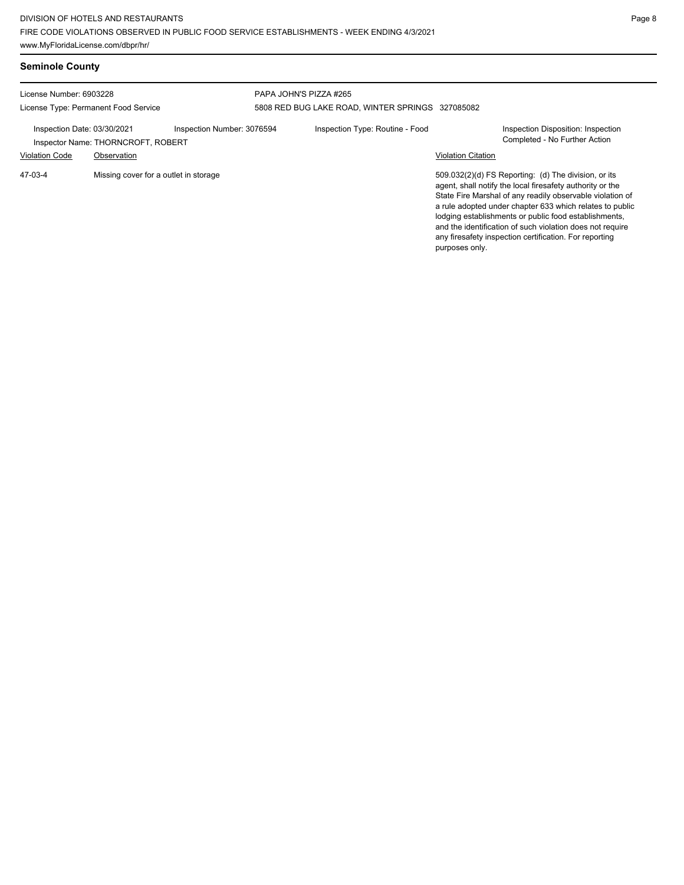## Seminole County

License Number: 6903228

License Type: Permanent Food Service

PAPA JOHN'S PIZZA #265

5808 RED BUG LAKE ROAD, WINTER SPRINGS 327085082

Inspection Date: 03/30/2021

Inspection Number: 3076594

Inspection Type: Routine - Food

Inspection Disposition: Inspection Completed - No Further Action

Inspector Name: THORNCROFT, ROBERT

| Violation Code | Observation | Violation Citation |
|---|---|---|
| 47-03-4 | Missing cover for a outlet in storage | 509.032(2)(d) FS Reporting: (d) The division, or its agent, shall notify the local firesafety authority or the State Fire Marshal of any readily observable violation of a rule adopted under chapter 633 which relates to public lodging establishments or public food establishments, and the identification of such violation does not require any firesafety inspection certification. For reporting purposes only. |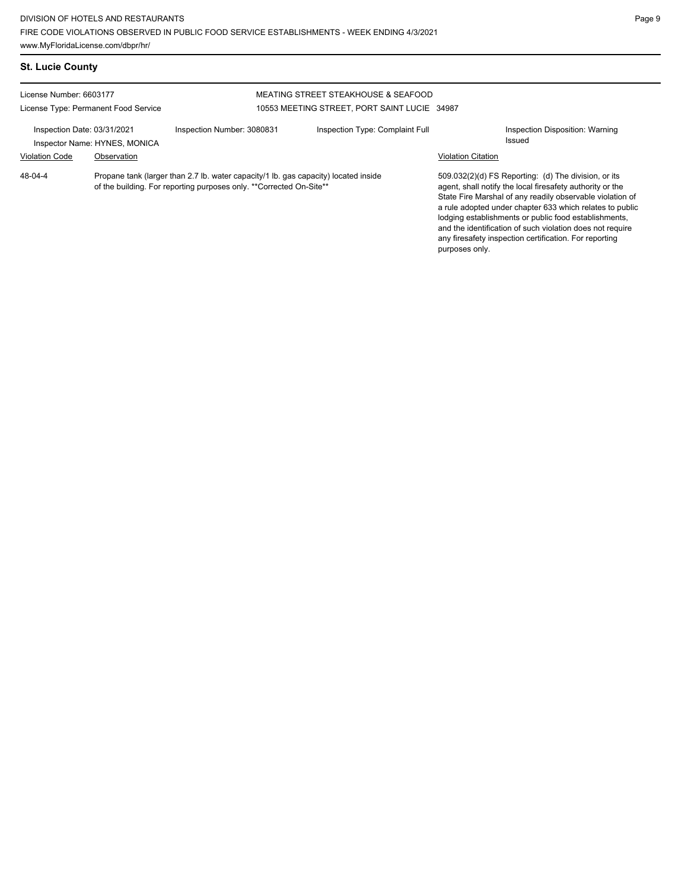## St. Lucie County

License Number: 6603177
License Type: Permanent Food Service

MEATING STREET STEAKHOUSE & SEAFOOD
10553 MEETING STREET, PORT SAINT LUCIE 34987

Inspection Date: 03/31/2021
Inspector Name: HYNES, MONICA
Inspection Number: 3080831
Inspection Type: Complaint Full
Inspection Disposition: Warning Issued

| Violation Code | Observation | Violation Citation |
|---|---|---|
| 48-04-4 | Propane tank (larger than 2.7 lb. water capacity/1 lb. gas capacity) located inside of the building. For reporting purposes only. **Corrected On-Site** | 509.032(2)(d) FS Reporting: (d) The division, or its agent, shall notify the local firesafety authority or the State Fire Marshal of any readily observable violation of a rule adopted under chapter 633 which relates to public lodging establishments or public food establishments, and the identification of such violation does not require any firesafety inspection certification. For reporting purposes only. |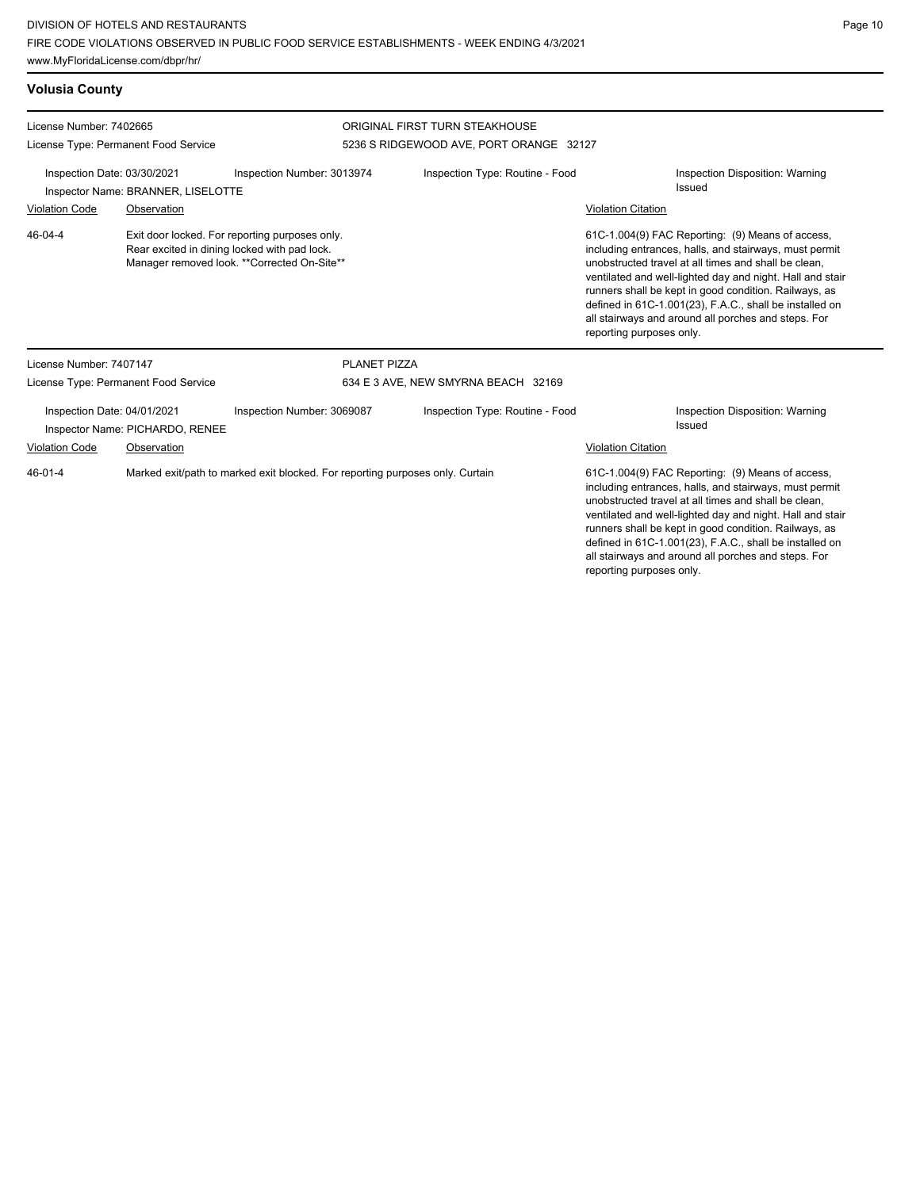## Volusia County

License Number: 7402665
License Type: Permanent Food Service

**ORIGINAL FIRST TURN STEAKHOUSE**
5236 S RIDGEWOOD AVE, PORT ORANGE 32127

Inspection Date: 03/30/2021 | Inspection Number: 3013974 | Inspection Type: Routine - Food | Inspection Disposition: Warning Issued

Inspector Name: BRANNER, LISELOTTE

| Violation Code | Observation | Violation Citation |
|---|---|---|
| 46-04-4 | Exit door locked. For reporting purposes only. Rear excited in dining locked with pad lock. Manager removed look. **Corrected On-Site** | 61C-1.004(9) FAC Reporting: (9) Means of access, including entrances, halls, and stairways, must permit unobstructed travel at all times and shall be clean, ventilated and well-lighted day and night. Hall and stair runners shall be kept in good condition. Railways, as defined in 61C-1.001(23), F.A.C., shall be installed on all stairways and around all porches and steps. For reporting purposes only. |

License Number: 7407147
License Type: Permanent Food Service

**PLANET PIZZA**
634 E 3 AVE, NEW SMYRNA BEACH 32169

Inspection Date: 04/01/2021 | Inspection Number: 3069087 | Inspection Type: Routine - Food | Inspection Disposition: Warning Issued

Inspector Name: PICHARDO, RENEE

| Violation Code | Observation | Violation Citation |
|---|---|---|
| 46-01-4 | Marked exit/path to marked exit blocked. For reporting purposes only. Curtain | 61C-1.004(9) FAC Reporting: (9) Means of access, including entrances, halls, and stairways, must permit unobstructed travel at all times and shall be clean, ventilated and well-lighted day and night. Hall and stair runners shall be kept in good condition. Railways, as defined in 61C-1.001(23), F.A.C., shall be installed on all stairways and around all porches and steps. For reporting purposes only. |